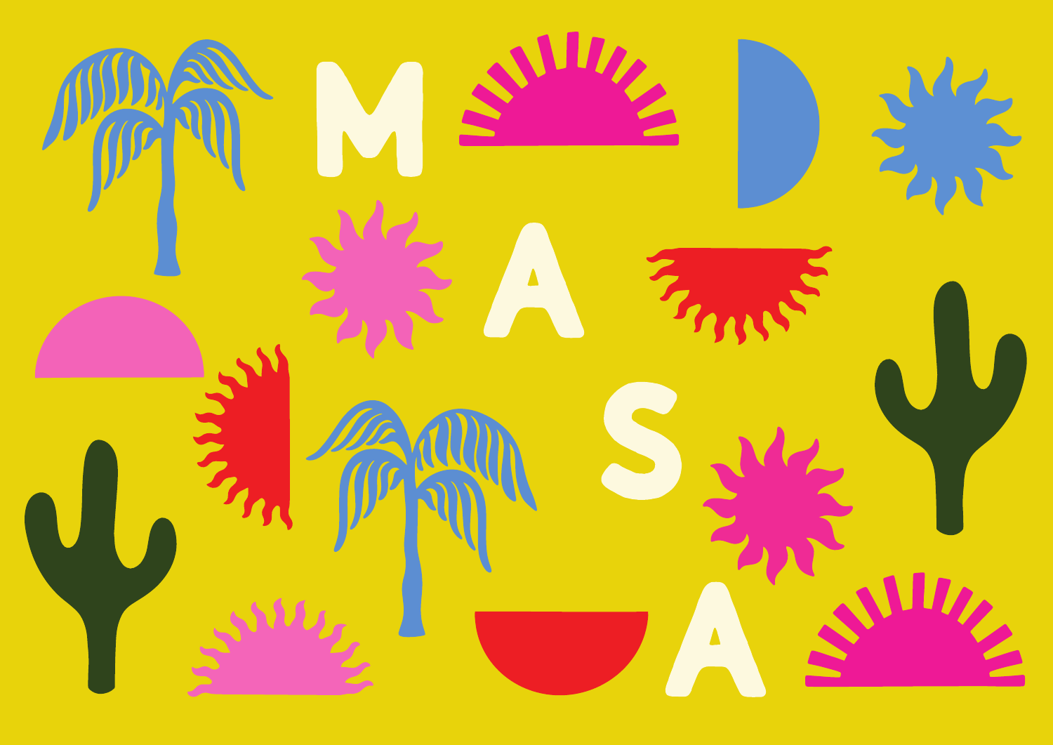M
A
S
A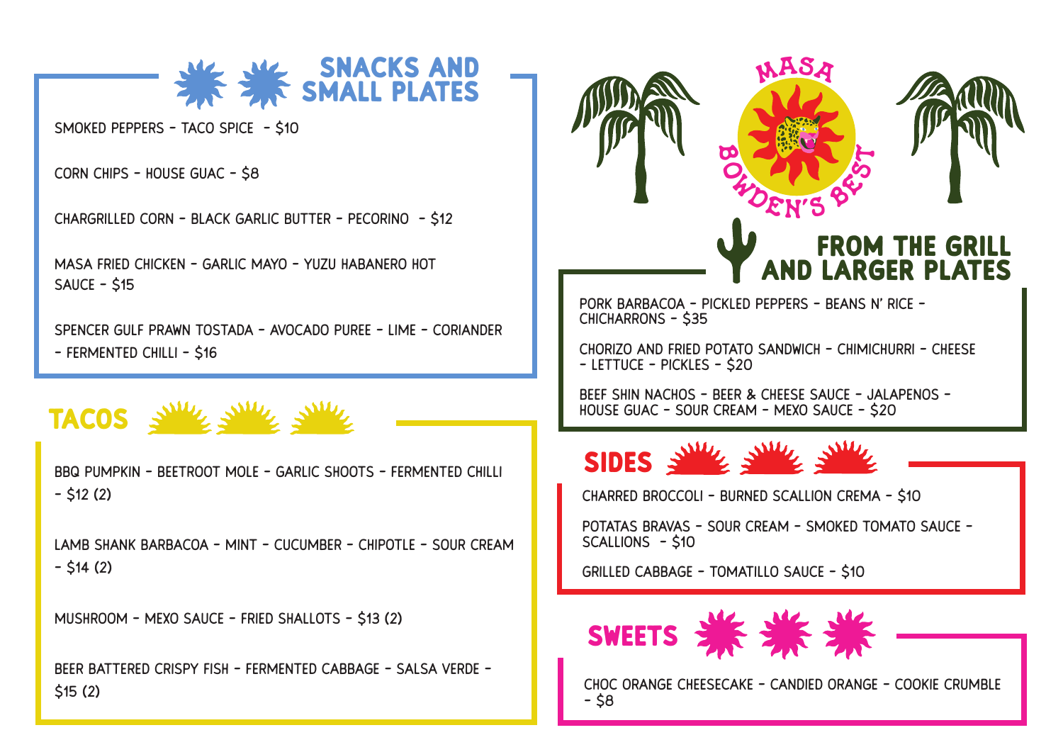## SNACKS AND SMALL PLATES

SMOKED PEPPERS – TACO SPICE – $10

CORN CHIPS – HOUSE GUAC – $8

CHARGRILLED CORN – BLACK GARLIC BUTTER – PECORINO – $12

MASA FRIED CHICKEN – GARLIC MAYO – YUZU HABANERO HOT SAUCE – $15

SPENCER GULF PRAWN TOSTADA – AVOCADO PUREE – LIME – CORIANDER – FERMENTED CHILLI – $16

## TACOS

BBQ PUMPKIN – BEETROOT MOLE – GARLIC SHOOTS – FERMENTED CHILLI – $12 (2)

LAMB SHANK BARBACOA – MINT – CUCUMBER – CHIPOTLE – SOUR CREAM – $14 (2)

MUSHROOM – MEXO SAUCE – FRIED SHALLOTS – $13 (2)

BEER BATTERED CRISPY FISH – FERMENTED CABBAGE – SALSA VERDE – $15 (2)

MASA

BOWDEN'S BEST

## FROM THE GRILL AND LARGER PLATES

PORK BARBACOA – PICKLED PEPPERS – BEANS N' RICE – CHICHARRONS – $35

CHORIZO AND FRIED POTATO SANDWICH – CHIMICHURRI – CHEESE – LETTUCE – PICKLES – $20

BEEF SHIN NACHOS – BEER & CHEESE SAUCE – JALAPENOS – HOUSE GUAC – SOUR CREAM – MEXO SAUCE – $20

## SIDES

CHARRED BROCCOLI – BURNED SCALLION CREMA – $10

POTATAS BRAVAS – SOUR CREAM – SMOKED TOMATO SAUCE – SCALLIONS – $10

GRILLED CABBAGE – TOMATILLO SAUCE – $10

## SWEETS

CHOC ORANGE CHEESECAKE – CANDIED ORANGE – COOKIE CRUMBLE – $8